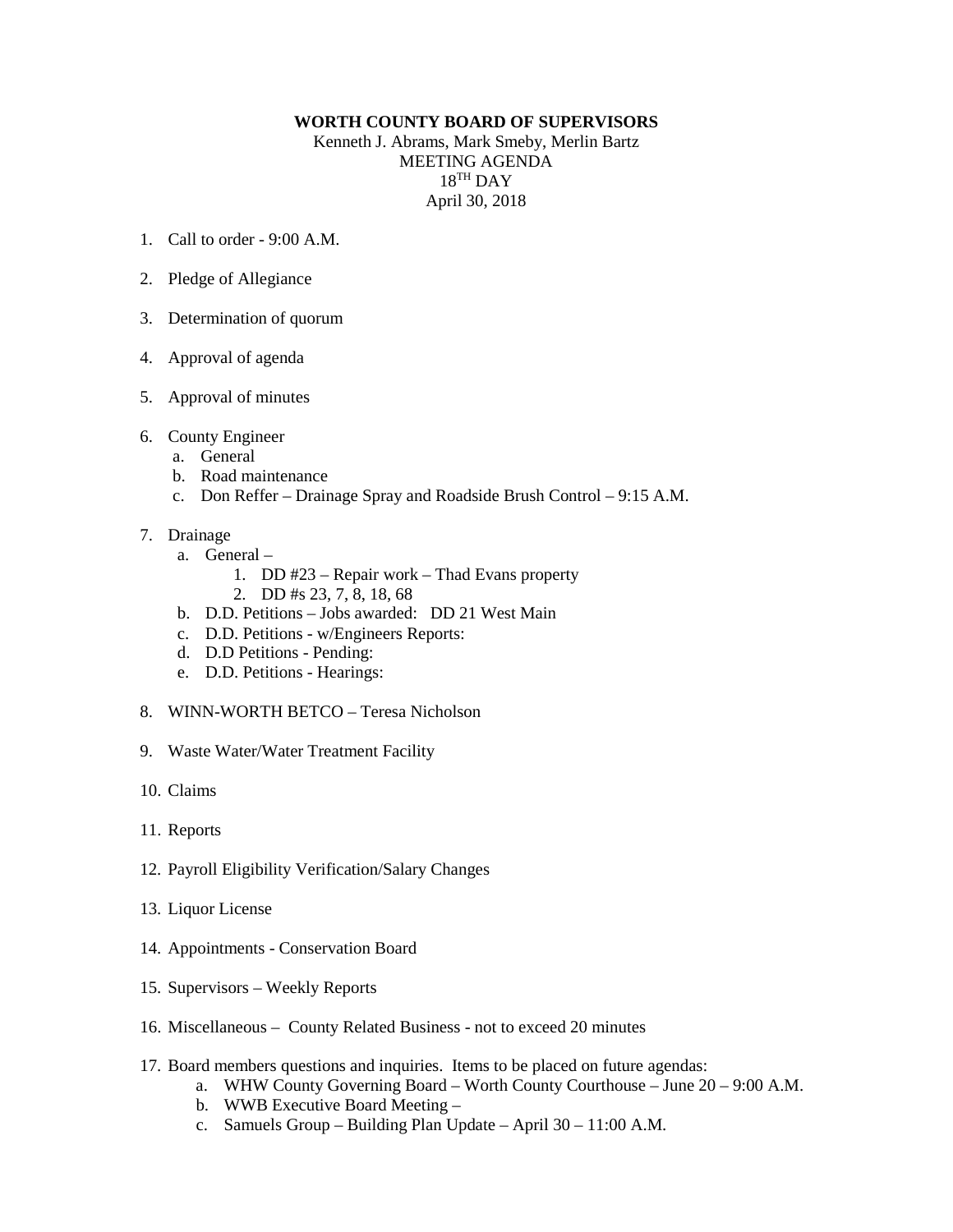**WORTH COUNTY BOARD OF SUPERVISORS**

Kenneth J. Abrams, Mark Smeby, Merlin Bartz
MEETING AGENDA
18TH DAY
April 30, 2018

1. Call to order - 9:00 A.M.

2. Pledge of Allegiance

3. Determination of quorum

4. Approval of agenda

5. Approval of minutes

6. County Engineer
   a. General
   b. Road maintenance
   c. Don Reffer – Drainage Spray and Roadside Brush Control – 9:15 A.M.

7. Drainage
   a. General –
      1. DD #23 – Repair work – Thad Evans property
      2. DD #s 23, 7, 8, 18, 68
   b. D.D. Petitions – Jobs awarded: DD 21 West Main
   c. D.D. Petitions - w/Engineers Reports:
   d. D.D Petitions - Pending:
   e. D.D. Petitions - Hearings:

8. WINN-WORTH BETCO – Teresa Nicholson

9. Waste Water/Water Treatment Facility

10. Claims

11. Reports

12. Payroll Eligibility Verification/Salary Changes

13. Liquor License

14. Appointments - Conservation Board

15. Supervisors – Weekly Reports

16. Miscellaneous – County Related Business - not to exceed 20 minutes

17. Board members questions and inquiries. Items to be placed on future agendas:
    a. WHW County Governing Board – Worth County Courthouse – June 20 – 9:00 A.M.
    b. WWB Executive Board Meeting –
    c. Samuels Group – Building Plan Update – April 30 – 11:00 A.M.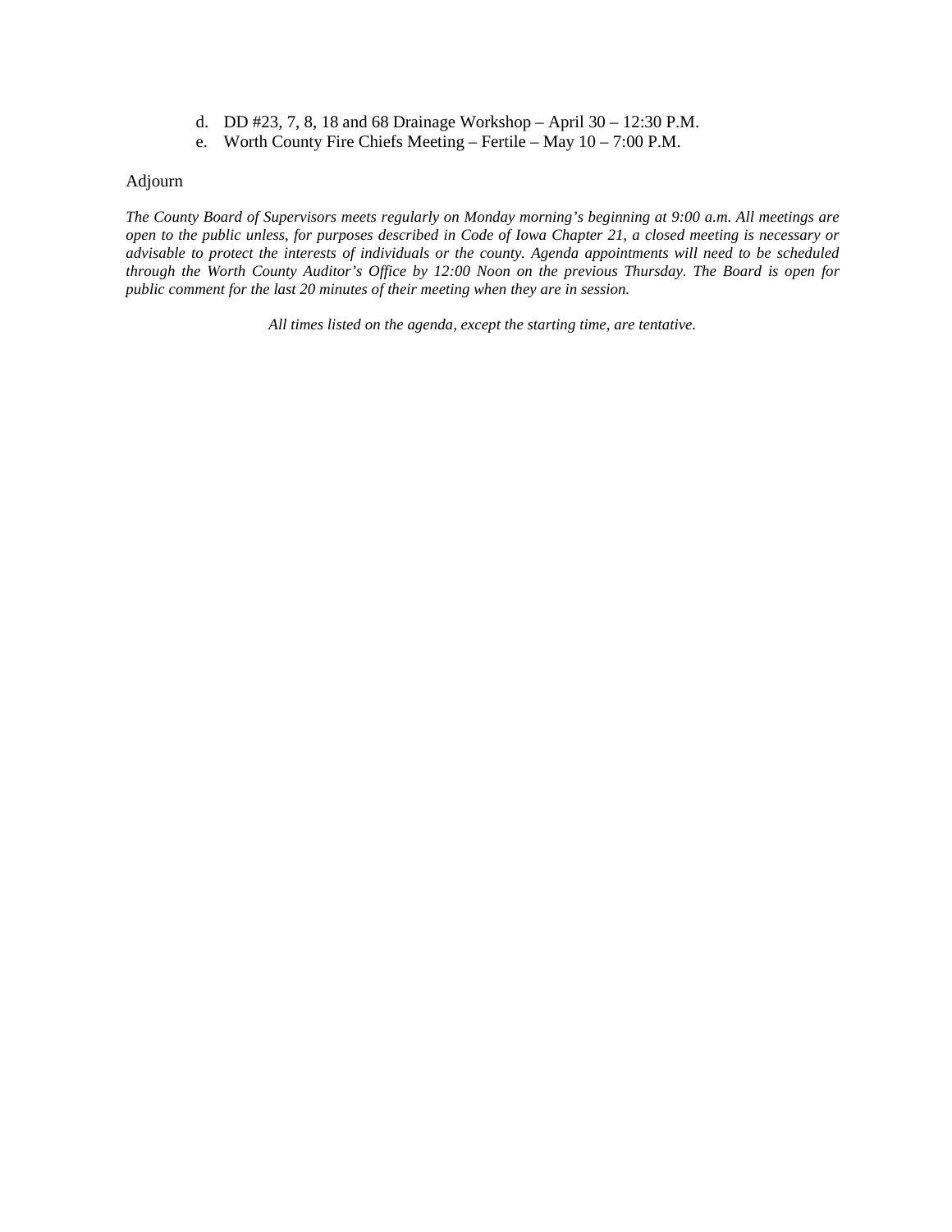d. DD #23, 7, 8, 18 and 68 Drainage Workshop – April 30 – 12:30 P.M.
e. Worth County Fire Chiefs Meeting – Fertile – May 10 – 7:00 P.M.

Adjourn

*The County Board of Supervisors meets regularly on Monday morning's beginning at 9:00 a.m. All meetings are open to the public unless, for purposes described in Code of Iowa Chapter 21, a closed meeting is necessary or advisable to protect the interests of individuals or the county. Agenda appointments will need to be scheduled through the Worth County Auditor's Office by 12:00 Noon on the previous Thursday. The Board is open for public comment for the last 20 minutes of their meeting when they are in session.*

*All times listed on the agenda, except the starting time, are tentative.*